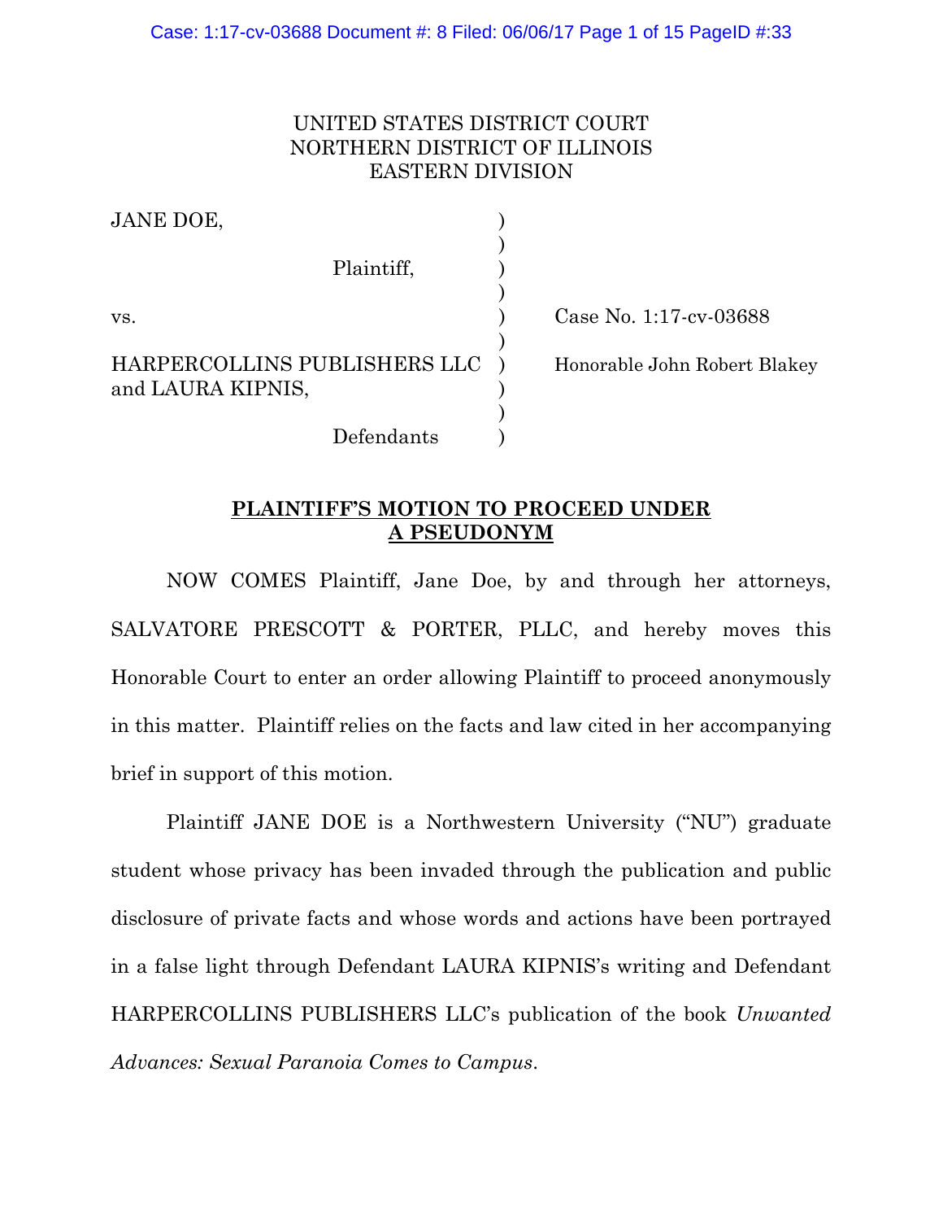UNITED STATES DISTRICT COURT
NORTHERN DISTRICT OF ILLINOIS
EASTERN DIVISION

| | | |
|---|---|---|
| JANE DOE,<br><br>Plaintiff,<br><br>vs.<br><br>HARPERCOLLINS PUBLISHERS LLC and LAURA KIPNIS,<br><br>Defendants | ) | Case No. 1:17-cv-03688<br><br>Honorable John Robert Blakey |

## PLAINTIFF'S MOTION TO PROCEED UNDER A PSEUDONYM

NOW COMES Plaintiff, Jane Doe, by and through her attorneys, SALVATORE PRESCOTT & PORTER, PLLC, and hereby moves this Honorable Court to enter an order allowing Plaintiff to proceed anonymously in this matter. Plaintiff relies on the facts and law cited in her accompanying brief in support of this motion.

Plaintiff JANE DOE is a Northwestern University ("NU") graduate student whose privacy has been invaded through the publication and public disclosure of private facts and whose words and actions have been portrayed in a false light through Defendant LAURA KIPNIS's writing and Defendant HARPERCOLLINS PUBLISHERS LLC's publication of the book *Unwanted Advances: Sexual Paranoia Comes to Campus*.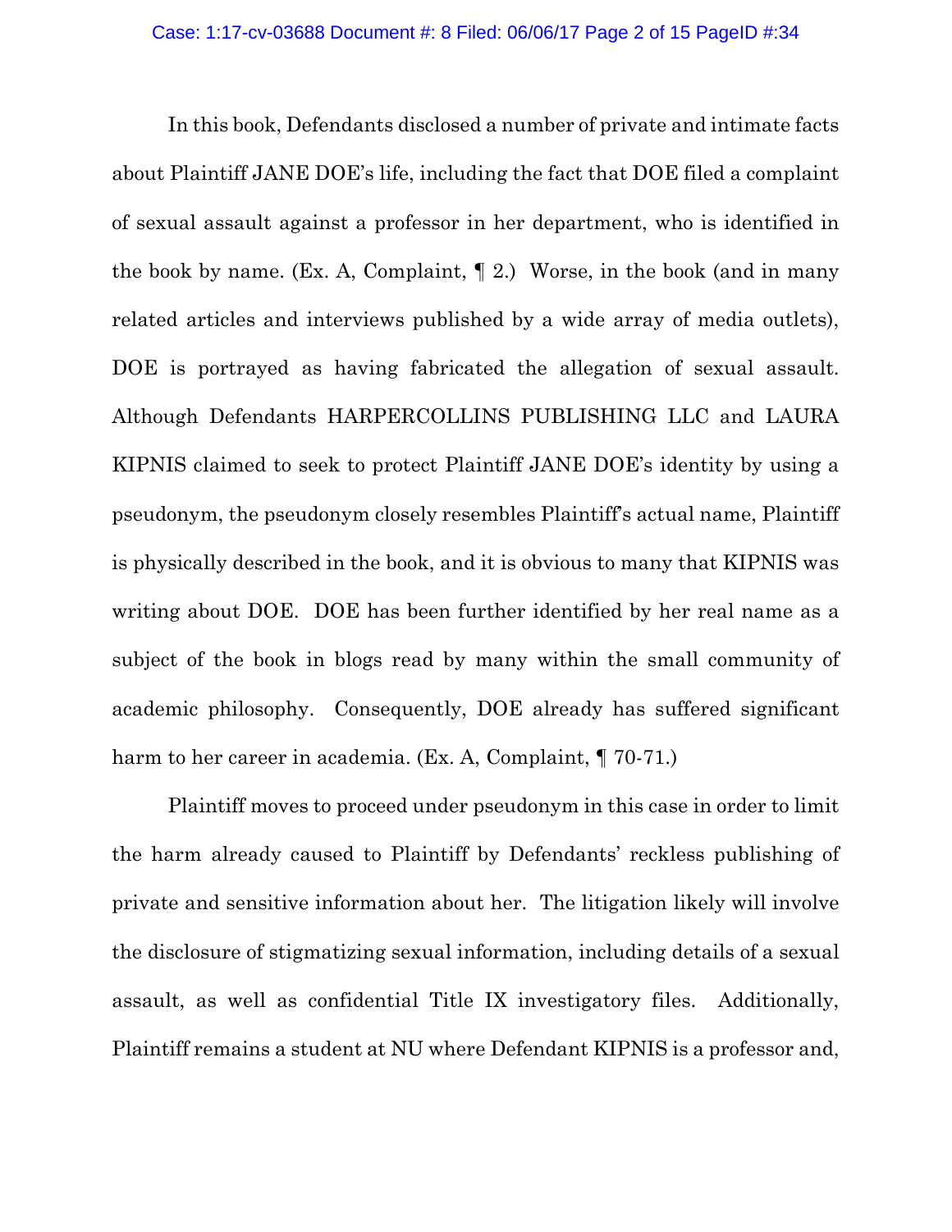In this book, Defendants disclosed a number of private and intimate facts about Plaintiff JANE DOE's life, including the fact that DOE filed a complaint of sexual assault against a professor in her department, who is identified in the book by name. (Ex. A, Complaint, ¶ 2.) Worse, in the book (and in many related articles and interviews published by a wide array of media outlets), DOE is portrayed as having fabricated the allegation of sexual assault. Although Defendants HARPERCOLLINS PUBLISHING LLC and LAURA KIPNIS claimed to seek to protect Plaintiff JANE DOE's identity by using a pseudonym, the pseudonym closely resembles Plaintiff's actual name, Plaintiff is physically described in the book, and it is obvious to many that KIPNIS was writing about DOE. DOE has been further identified by her real name as a subject of the book in blogs read by many within the small community of academic philosophy. Consequently, DOE already has suffered significant harm to her career in academia. (Ex. A, Complaint, ¶ 70-71.)

Plaintiff moves to proceed under pseudonym in this case in order to limit the harm already caused to Plaintiff by Defendants' reckless publishing of private and sensitive information about her. The litigation likely will involve the disclosure of stigmatizing sexual information, including details of a sexual assault, as well as confidential Title IX investigatory files. Additionally, Plaintiff remains a student at NU where Defendant KIPNIS is a professor and,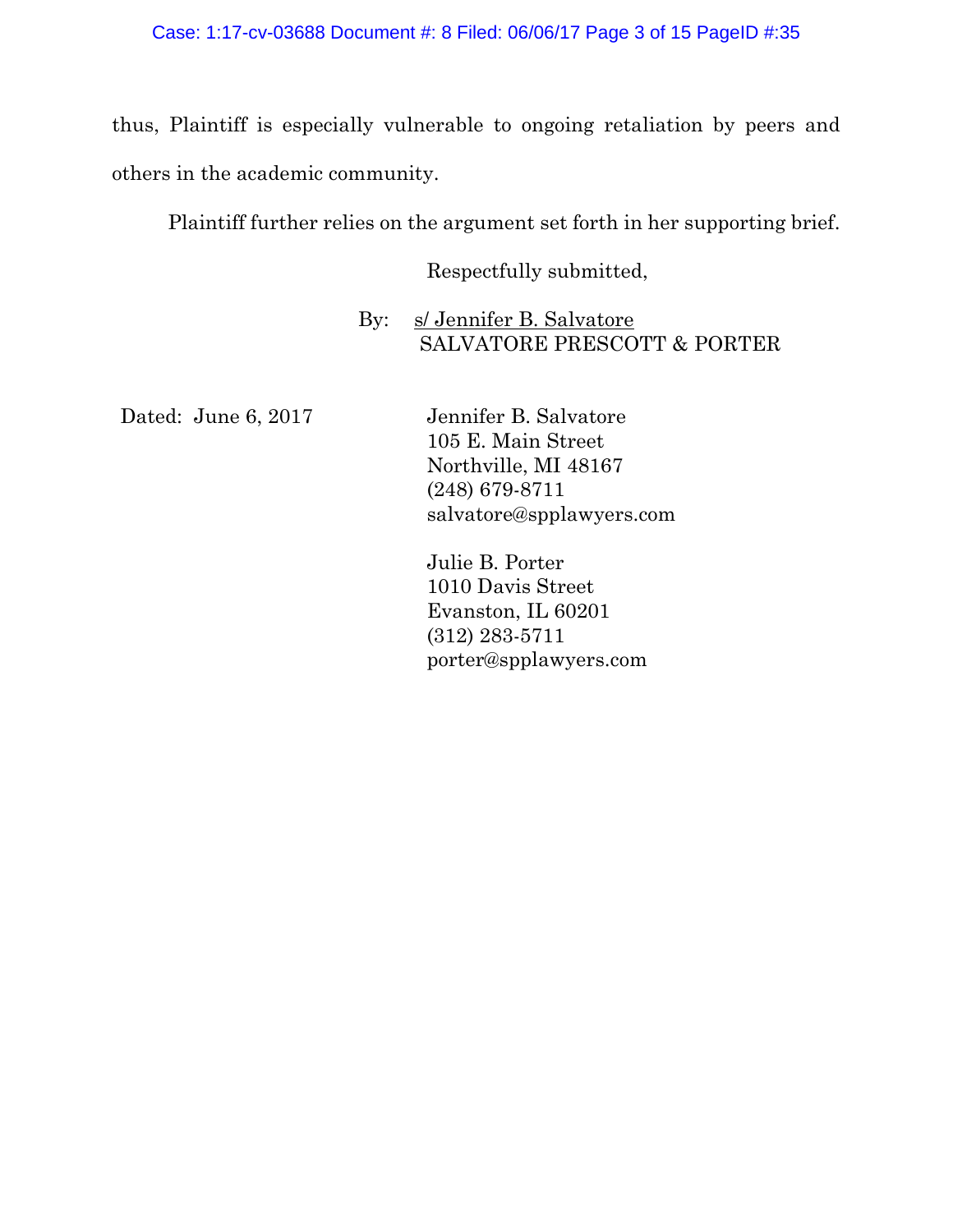thus, Plaintiff is especially vulnerable to ongoing retaliation by peers and others in the academic community.

Plaintiff further relies on the argument set forth in her supporting brief.

Respectfully submitted,

By: s/ Jennifer B. Salvatore
SALVATORE PRESCOTT & PORTER

Dated: June 6, 2017

Jennifer B. Salvatore
105 E. Main Street
Northville, MI 48167
(248) 679-8711
salvatore@spplawyers.com

Julie B. Porter
1010 Davis Street
Evanston, IL 60201
(312) 283-5711
porter@spplawyers.com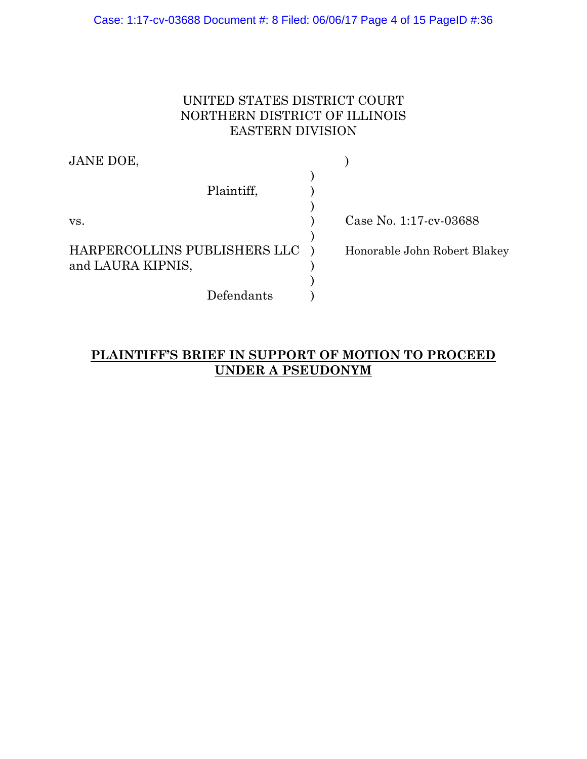UNITED STATES DISTRICT COURT
NORTHERN DISTRICT OF ILLINOIS
EASTERN DIVISION

| | | |
|---|---|---|
| JANE DOE, | ) | |
| Plaintiff, | ) | |
| vs. | ) | Case No. 1:17-cv-03688 |
| HARPERCOLLINS PUBLISHERS LLC and LAURA KIPNIS, | ) | Honorable John Robert Blakey |
| Defendants | ) | |

**PLAINTIFF'S BRIEF IN SUPPORT OF MOTION TO PROCEED UNDER A PSEUDONYM**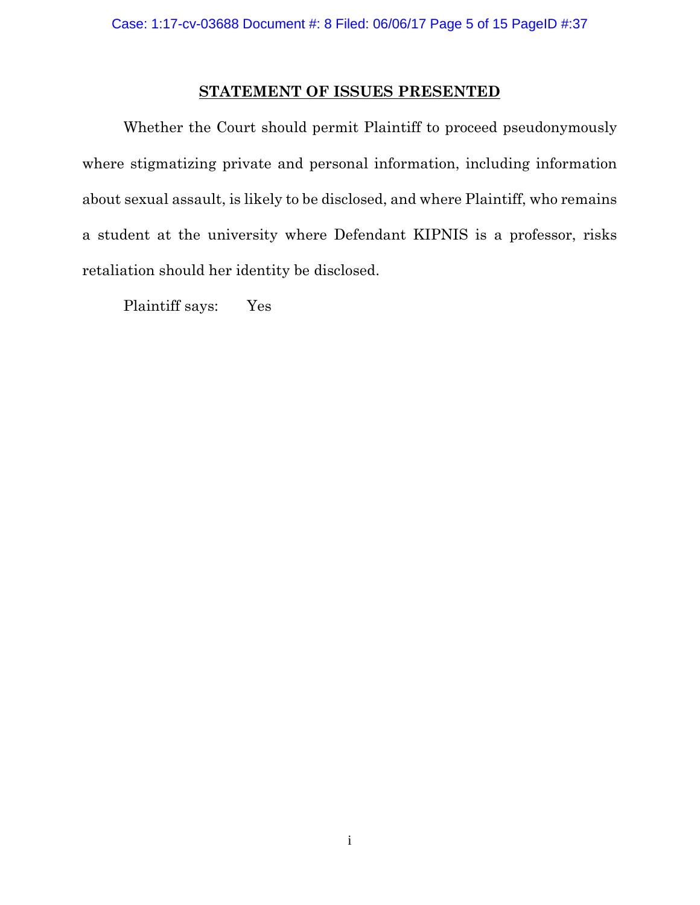## STATEMENT OF ISSUES PRESENTED

Whether the Court should permit Plaintiff to proceed pseudonymously where stigmatizing private and personal information, including information about sexual assault, is likely to be disclosed, and where Plaintiff, who remains a student at the university where Defendant KIPNIS is a professor, risks retaliation should her identity be disclosed.

Plaintiff says: Yes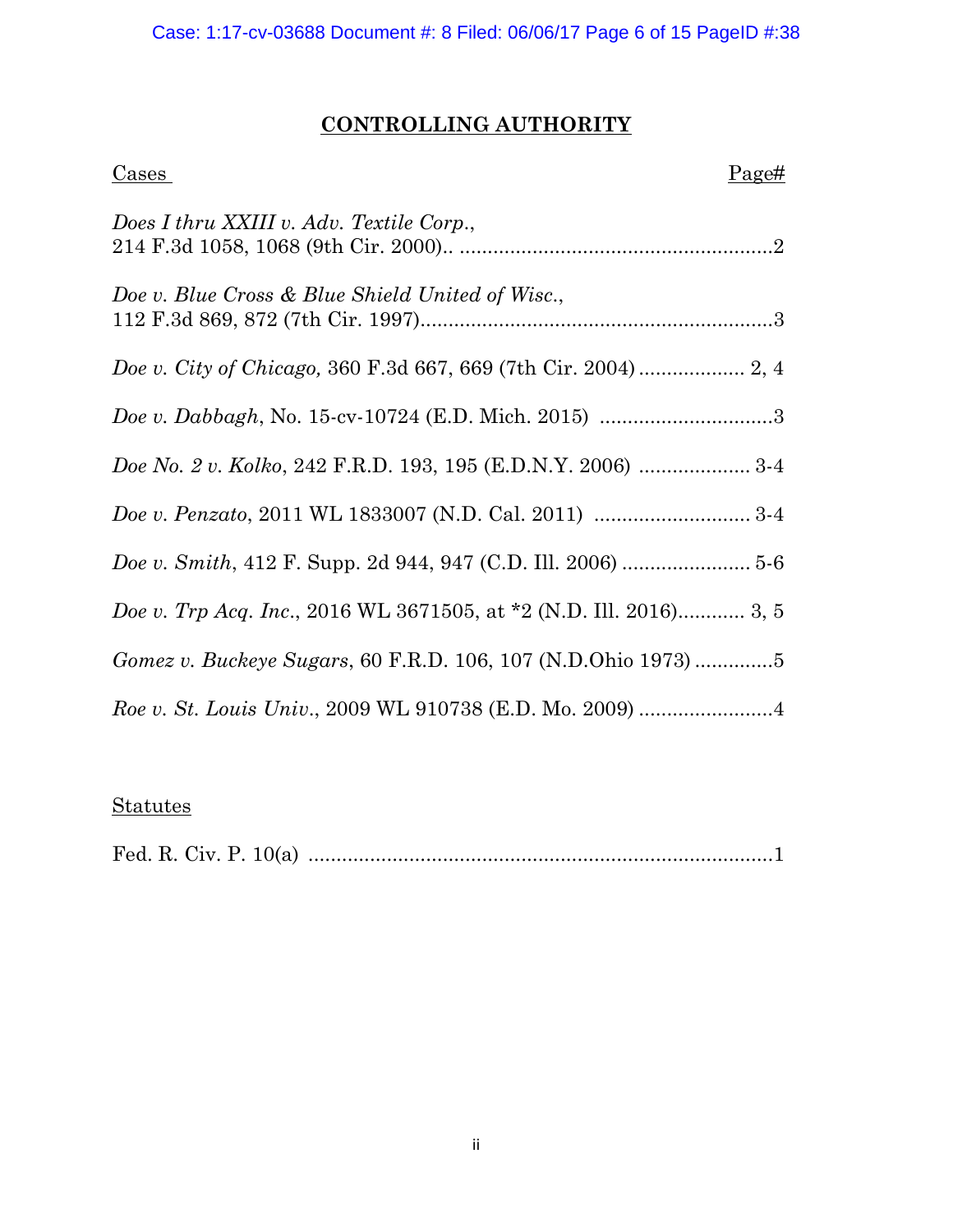## **CONTROLLING AUTHORITY**

<u>Cases</u> <u>Page#</u>

*Does I thru XXIII v. Adv. Textile Corp.*, 214 F.3d 1058, 1068 (9th Cir. 2000).. ........................................................2

*Doe v. Blue Cross & Blue Shield United of Wisc.*, 112 F.3d 869, 872 (7th Cir. 1997)................................................................3

*Doe v. City of Chicago,* 360 F.3d 667, 669 (7th Cir. 2004) ................... 2, 4

*Doe v. Dabbagh*, No. 15-cv-10724 (E.D. Mich. 2015) ...............................3

*Doe No. 2 v. Kolko*, 242 F.R.D. 193, 195 (E.D.N.Y. 2006) .................... 3-4

*Doe v. Penzato*, 2011 WL 1833007 (N.D. Cal. 2011) ............................ 3-4

*Doe v. Smith*, 412 F. Supp. 2d 944, 947 (C.D. Ill. 2006) ....................... 5-6

*Doe v. Trp Acq. Inc.*, 2016 WL 3671505, at *2 (N.D. Ill. 2016)............ 3, 5

*Gomez v. Buckeye Sugars*, 60 F.R.D. 106, 107 (N.D.Ohio 1973) ..............5

*Roe v. St. Louis Univ.*, 2009 WL 910738 (E.D. Mo. 2009) ........................4

<u>Statutes</u>

Fed. R. Civ. P. 10(a) ...................................................................................1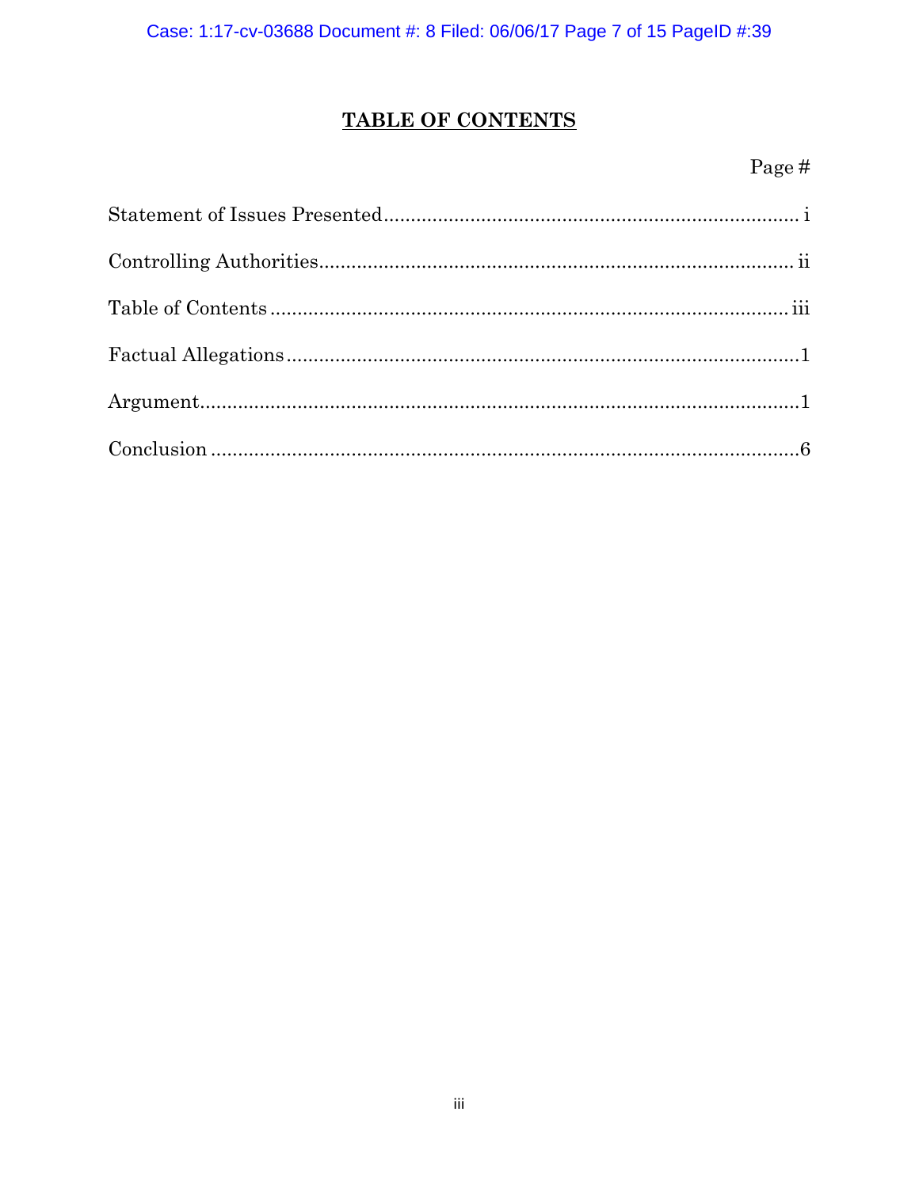# TABLE OF CONTENTS

| | Page # |
|---|---|
| Statement of Issues Presented | i |
| Controlling Authorities | ii |
| Table of Contents | iii |
| Factual Allegations | 1 |
| Argument | 1 |
| Conclusion | 6 |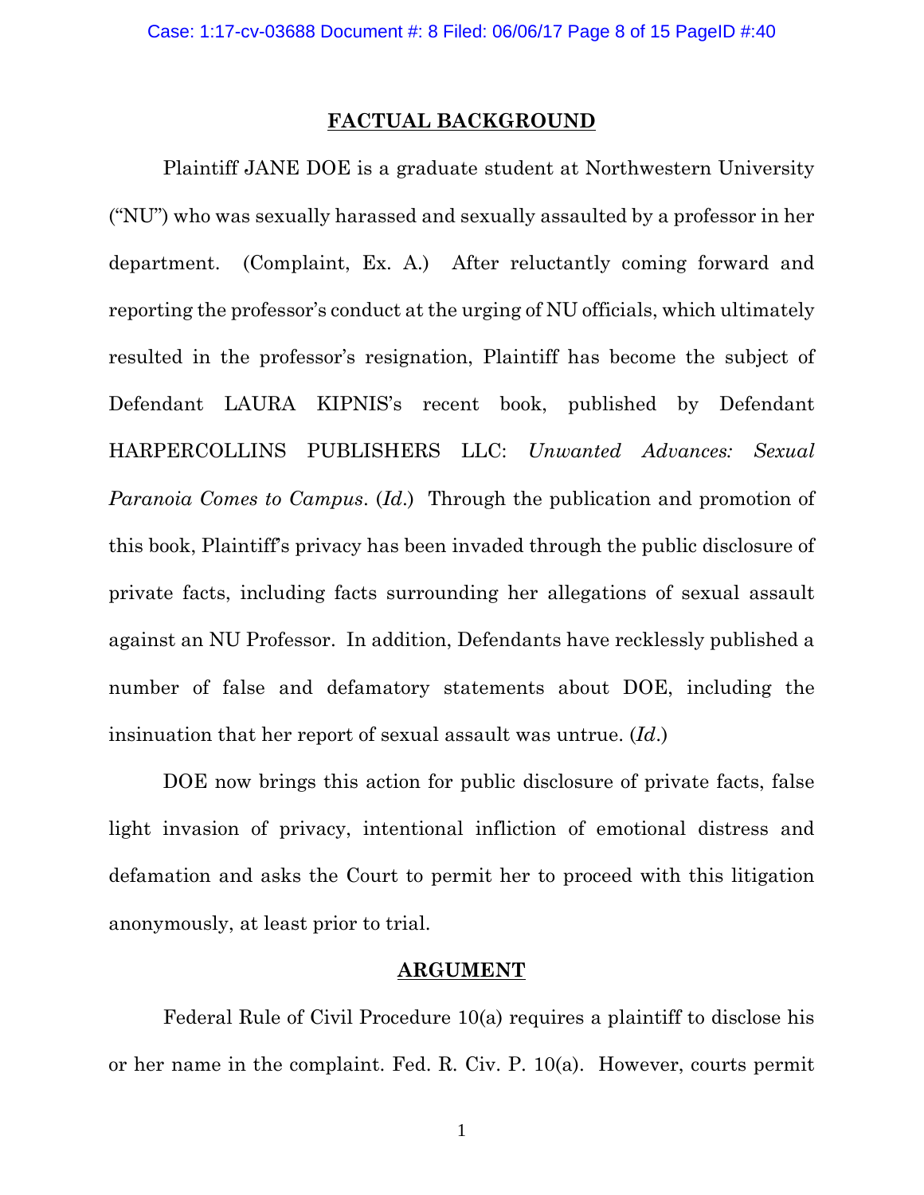## FACTUAL BACKGROUND

Plaintiff JANE DOE is a graduate student at Northwestern University ("NU") who was sexually harassed and sexually assaulted by a professor in her department. (Complaint, Ex. A.) After reluctantly coming forward and reporting the professor's conduct at the urging of NU officials, which ultimately resulted in the professor's resignation, Plaintiff has become the subject of Defendant LAURA KIPNIS's recent book, published by Defendant HARPERCOLLINS PUBLISHERS LLC: *Unwanted Advances: Sexual Paranoia Comes to Campus*. (*Id.*) Through the publication and promotion of this book, Plaintiff's privacy has been invaded through the public disclosure of private facts, including facts surrounding her allegations of sexual assault against an NU Professor. In addition, Defendants have recklessly published a number of false and defamatory statements about DOE, including the insinuation that her report of sexual assault was untrue. (*Id.*)

DOE now brings this action for public disclosure of private facts, false light invasion of privacy, intentional infliction of emotional distress and defamation and asks the Court to permit her to proceed with this litigation anonymously, at least prior to trial.

## ARGUMENT

Federal Rule of Civil Procedure 10(a) requires a plaintiff to disclose his or her name in the complaint. Fed. R. Civ. P. 10(a). However, courts permit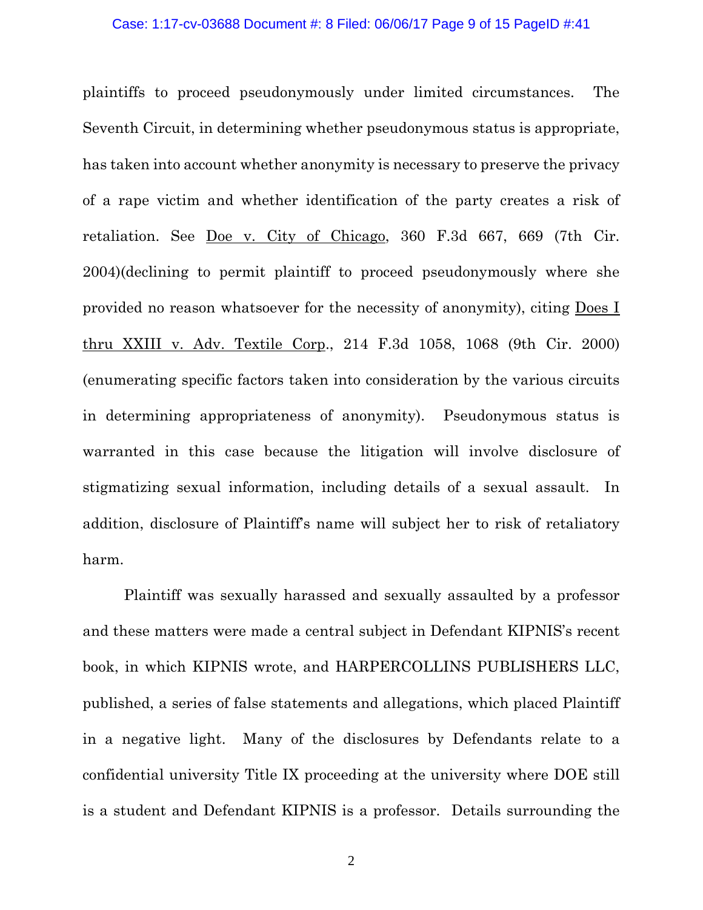plaintiffs to proceed pseudonymously under limited circumstances. The Seventh Circuit, in determining whether pseudonymous status is appropriate, has taken into account whether anonymity is necessary to preserve the privacy of a rape victim and whether identification of the party creates a risk of retaliation. See Doe v. City of Chicago, 360 F.3d 667, 669 (7th Cir. 2004)(declining to permit plaintiff to proceed pseudonymously where she provided no reason whatsoever for the necessity of anonymity), citing Does I thru XXIII v. Adv. Textile Corp., 214 F.3d 1058, 1068 (9th Cir. 2000) (enumerating specific factors taken into consideration by the various circuits in determining appropriateness of anonymity). Pseudonymous status is warranted in this case because the litigation will involve disclosure of stigmatizing sexual information, including details of a sexual assault. In addition, disclosure of Plaintiff's name will subject her to risk of retaliatory harm.

Plaintiff was sexually harassed and sexually assaulted by a professor and these matters were made a central subject in Defendant KIPNIS's recent book, in which KIPNIS wrote, and HARPERCOLLINS PUBLISHERS LLC, published, a series of false statements and allegations, which placed Plaintiff in a negative light. Many of the disclosures by Defendants relate to a confidential university Title IX proceeding at the university where DOE still is a student and Defendant KIPNIS is a professor. Details surrounding the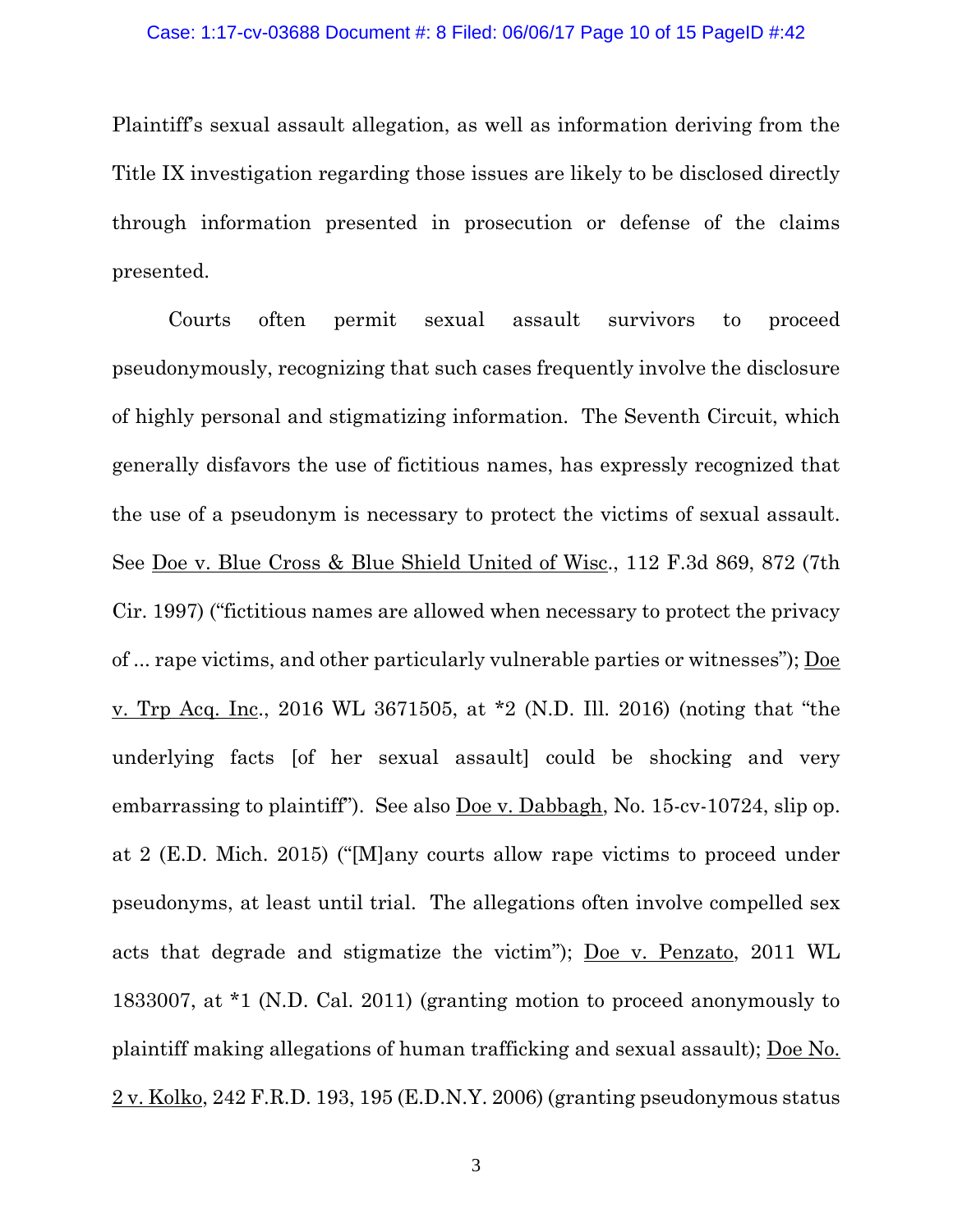Plaintiff's sexual assault allegation, as well as information deriving from the Title IX investigation regarding those issues are likely to be disclosed directly through information presented in prosecution or defense of the claims presented.

Courts often permit sexual assault survivors to proceed pseudonymously, recognizing that such cases frequently involve the disclosure of highly personal and stigmatizing information. The Seventh Circuit, which generally disfavors the use of fictitious names, has expressly recognized that the use of a pseudonym is necessary to protect the victims of sexual assault. See Doe v. Blue Cross & Blue Shield United of Wisc., 112 F.3d 869, 872 (7th Cir. 1997) ("fictitious names are allowed when necessary to protect the privacy of ... rape victims, and other particularly vulnerable parties or witnesses"); Doe v. Trp Acq. Inc., 2016 WL 3671505, at *2 (N.D. Ill. 2016) (noting that "the underlying facts [of her sexual assault] could be shocking and very embarrassing to plaintiff"). See also Doe v. Dabbagh, No. 15-cv-10724, slip op. at 2 (E.D. Mich. 2015) ("[M]any courts allow rape victims to proceed under pseudonyms, at least until trial. The allegations often involve compelled sex acts that degrade and stigmatize the victim"); Doe v. Penzato, 2011 WL 1833007, at *1 (N.D. Cal. 2011) (granting motion to proceed anonymously to plaintiff making allegations of human trafficking and sexual assault); Doe No. 2 v. Kolko, 242 F.R.D. 193, 195 (E.D.N.Y. 2006) (granting pseudonymous status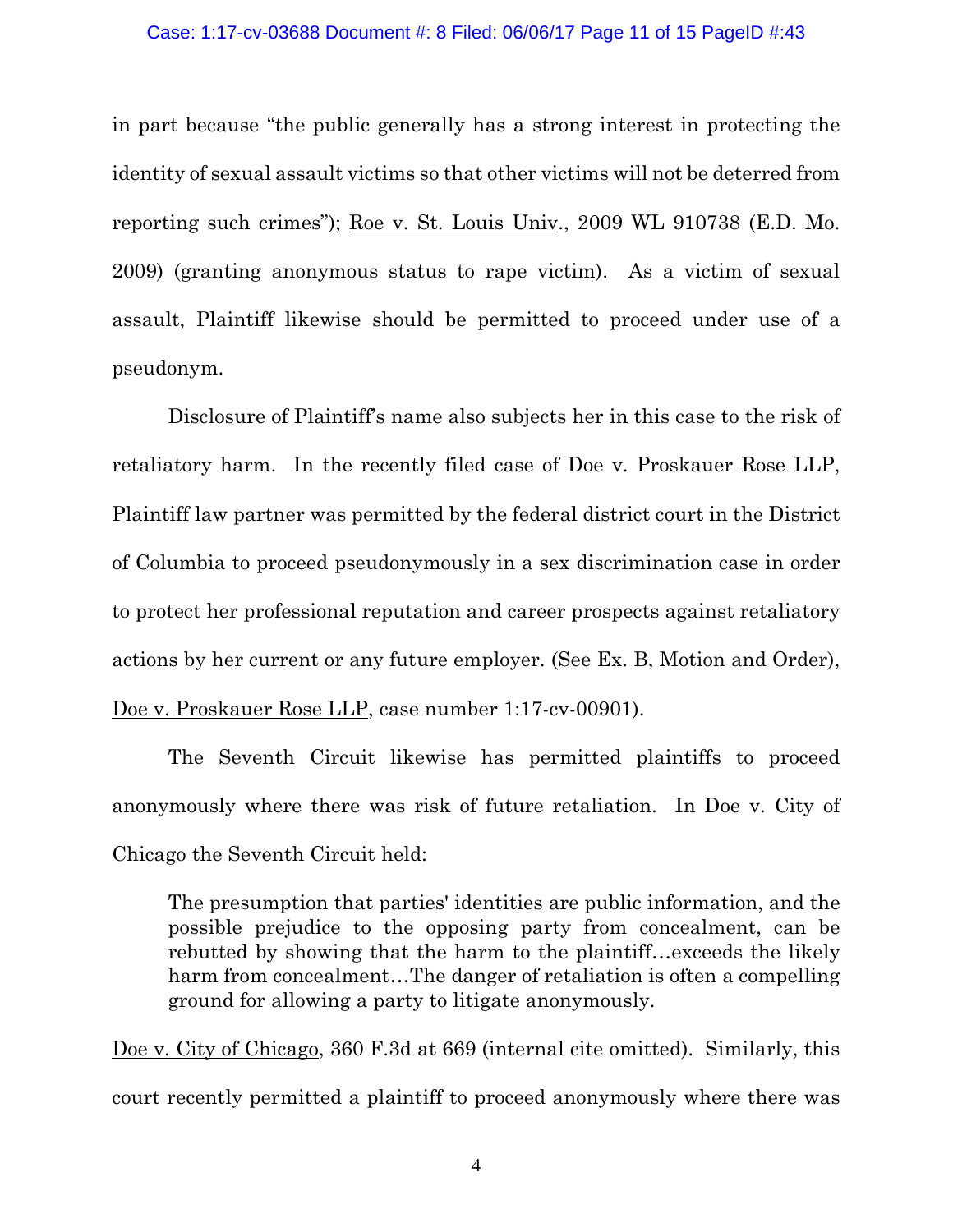in part because "the public generally has a strong interest in protecting the identity of sexual assault victims so that other victims will not be deterred from reporting such crimes"); Roe v. St. Louis Univ., 2009 WL 910738 (E.D. Mo. 2009) (granting anonymous status to rape victim). As a victim of sexual assault, Plaintiff likewise should be permitted to proceed under use of a pseudonym.

Disclosure of Plaintiff's name also subjects her in this case to the risk of retaliatory harm. In the recently filed case of Doe v. Proskauer Rose LLP, Plaintiff law partner was permitted by the federal district court in the District of Columbia to proceed pseudonymously in a sex discrimination case in order to protect her professional reputation and career prospects against retaliatory actions by her current or any future employer. (See Ex. B, Motion and Order), Doe v. Proskauer Rose LLP, case number 1:17-cv-00901).

The Seventh Circuit likewise has permitted plaintiffs to proceed anonymously where there was risk of future retaliation. In Doe v. City of Chicago the Seventh Circuit held:

> The presumption that parties' identities are public information, and the possible prejudice to the opposing party from concealment, can be rebutted by showing that the harm to the plaintiff…exceeds the likely harm from concealment…The danger of retaliation is often a compelling ground for allowing a party to litigate anonymously.

Doe v. City of Chicago, 360 F.3d at 669 (internal cite omitted). Similarly, this court recently permitted a plaintiff to proceed anonymously where there was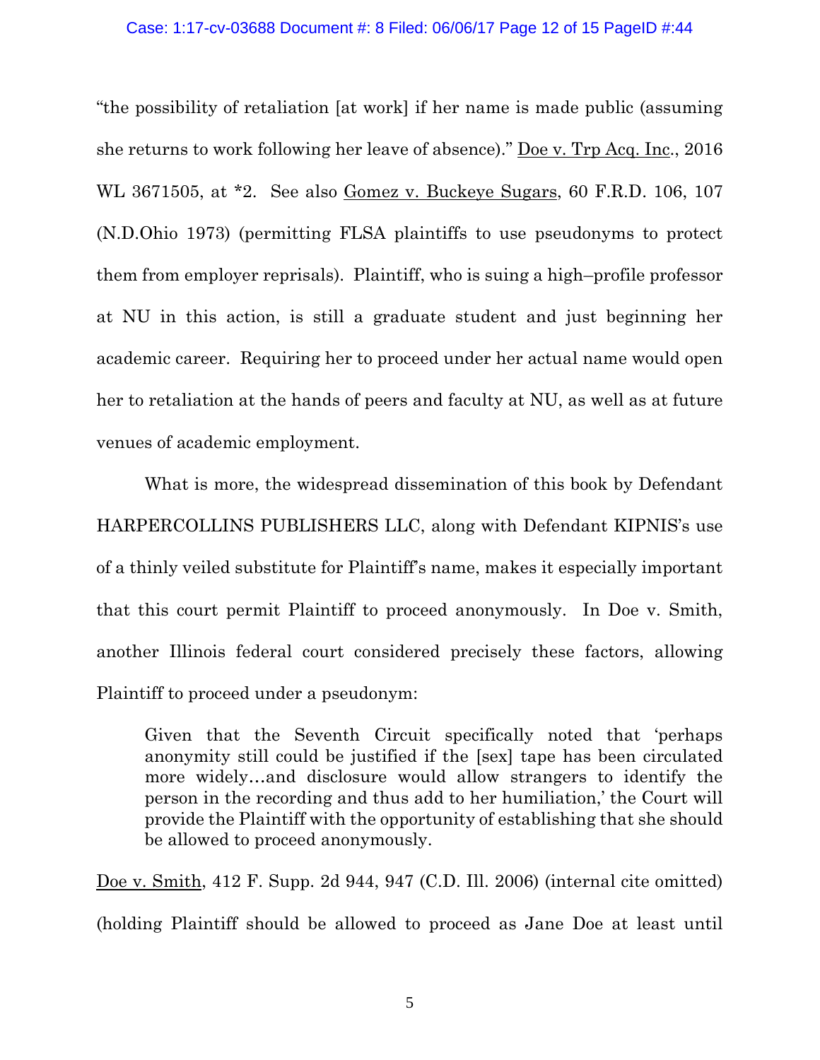"the possibility of retaliation [at work] if her name is made public (assuming she returns to work following her leave of absence)." Doe v. Trp Acq. Inc., 2016 WL 3671505, at *2. See also Gomez v. Buckeye Sugars, 60 F.R.D. 106, 107 (N.D.Ohio 1973) (permitting FLSA plaintiffs to use pseudonyms to protect them from employer reprisals). Plaintiff, who is suing a high–profile professor at NU in this action, is still a graduate student and just beginning her academic career. Requiring her to proceed under her actual name would open her to retaliation at the hands of peers and faculty at NU, as well as at future venues of academic employment.

What is more, the widespread dissemination of this book by Defendant HARPERCOLLINS PUBLISHERS LLC, along with Defendant KIPNIS's use of a thinly veiled substitute for Plaintiff's name, makes it especially important that this court permit Plaintiff to proceed anonymously. In Doe v. Smith, another Illinois federal court considered precisely these factors, allowing Plaintiff to proceed under a pseudonym:

> Given that the Seventh Circuit specifically noted that 'perhaps anonymity still could be justified if the [sex] tape has been circulated more widely…and disclosure would allow strangers to identify the person in the recording and thus add to her humiliation,' the Court will provide the Plaintiff with the opportunity of establishing that she should be allowed to proceed anonymously.

Doe v. Smith, 412 F. Supp. 2d 944, 947 (C.D. Ill. 2006) (internal cite omitted) (holding Plaintiff should be allowed to proceed as Jane Doe at least until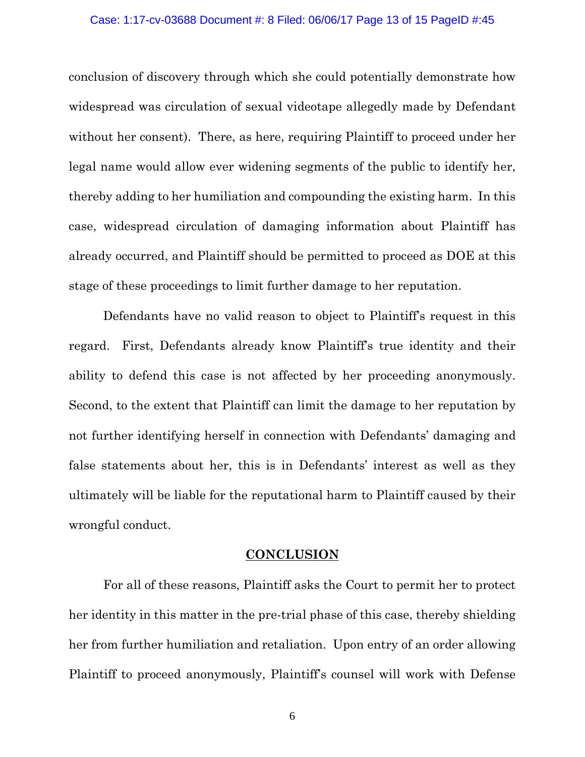conclusion of discovery through which she could potentially demonstrate how widespread was circulation of sexual videotape allegedly made by Defendant without her consent). There, as here, requiring Plaintiff to proceed under her legal name would allow ever widening segments of the public to identify her, thereby adding to her humiliation and compounding the existing harm. In this case, widespread circulation of damaging information about Plaintiff has already occurred, and Plaintiff should be permitted to proceed as DOE at this stage of these proceedings to limit further damage to her reputation.

Defendants have no valid reason to object to Plaintiff's request in this regard. First, Defendants already know Plaintiff's true identity and their ability to defend this case is not affected by her proceeding anonymously. Second, to the extent that Plaintiff can limit the damage to her reputation by not further identifying herself in connection with Defendants' damaging and false statements about her, this is in Defendants' interest as well as they ultimately will be liable for the reputational harm to Plaintiff caused by their wrongful conduct.

## CONCLUSION

For all of these reasons, Plaintiff asks the Court to permit her to protect her identity in this matter in the pre-trial phase of this case, thereby shielding her from further humiliation and retaliation. Upon entry of an order allowing Plaintiff to proceed anonymously, Plaintiff's counsel will work with Defense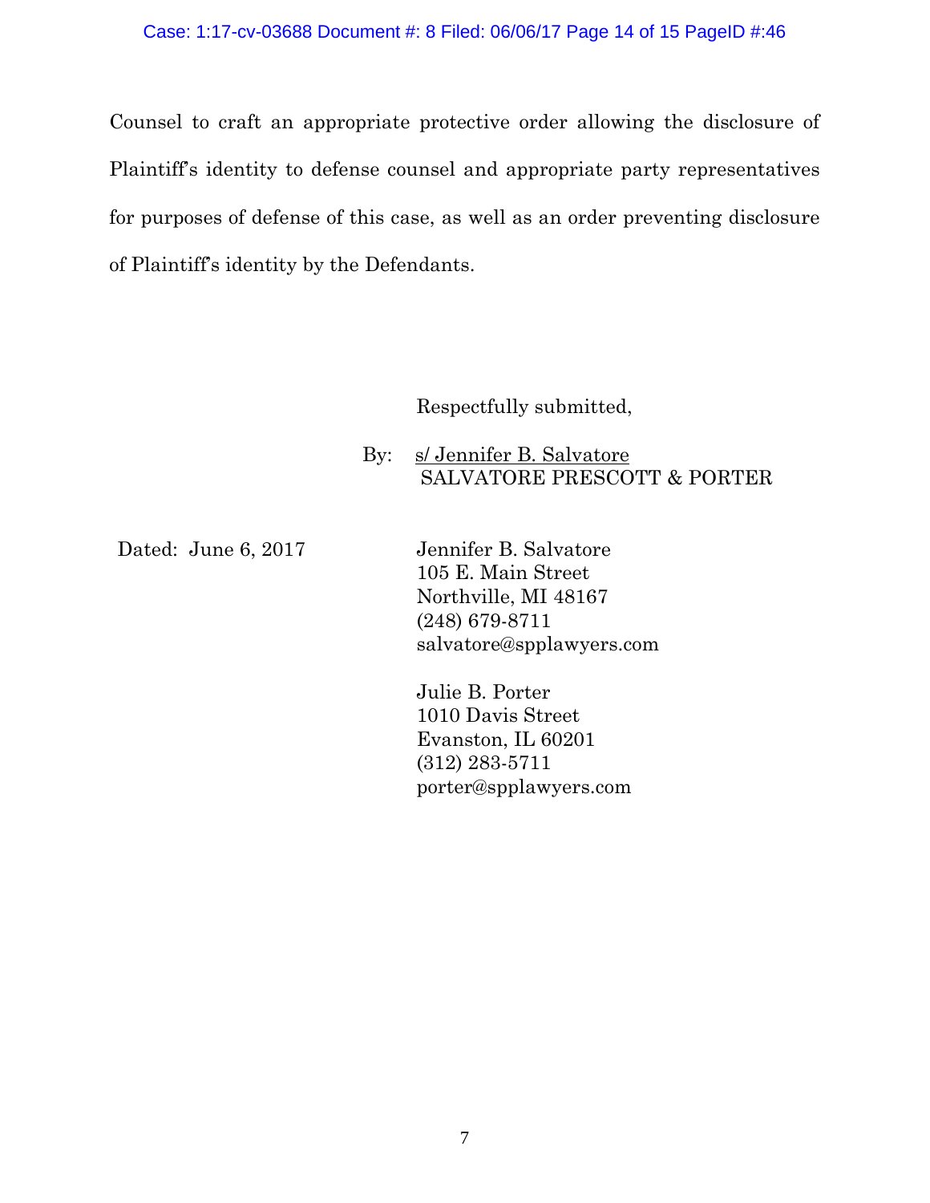Counsel to craft an appropriate protective order allowing the disclosure of Plaintiff's identity to defense counsel and appropriate party representatives for purposes of defense of this case, as well as an order preventing disclosure of Plaintiff's identity by the Defendants.

Respectfully submitted,

By: s/ Jennifer B. Salvatore
SALVATORE PRESCOTT & PORTER

Dated: June 6, 2017

Jennifer B. Salvatore
105 E. Main Street
Northville, MI 48167
(248) 679-8711
salvatore@spplawyers.com

Julie B. Porter
1010 Davis Street
Evanston, IL 60201
(312) 283-5711
porter@spplawyers.com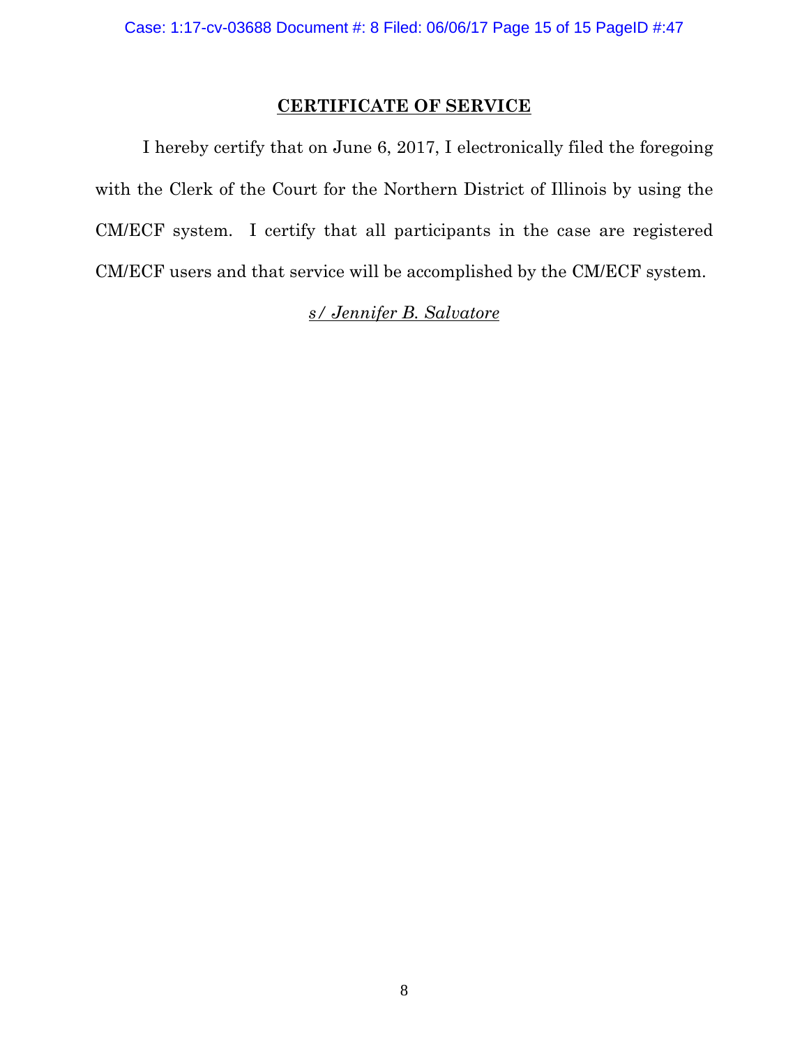## CERTIFICATE OF SERVICE

I hereby certify that on June 6, 2017, I electronically filed the foregoing with the Clerk of the Court for the Northern District of Illinois by using the CM/ECF system. I certify that all participants in the case are registered CM/ECF users and that service will be accomplished by the CM/ECF system.

*s/ Jennifer B. Salvatore*